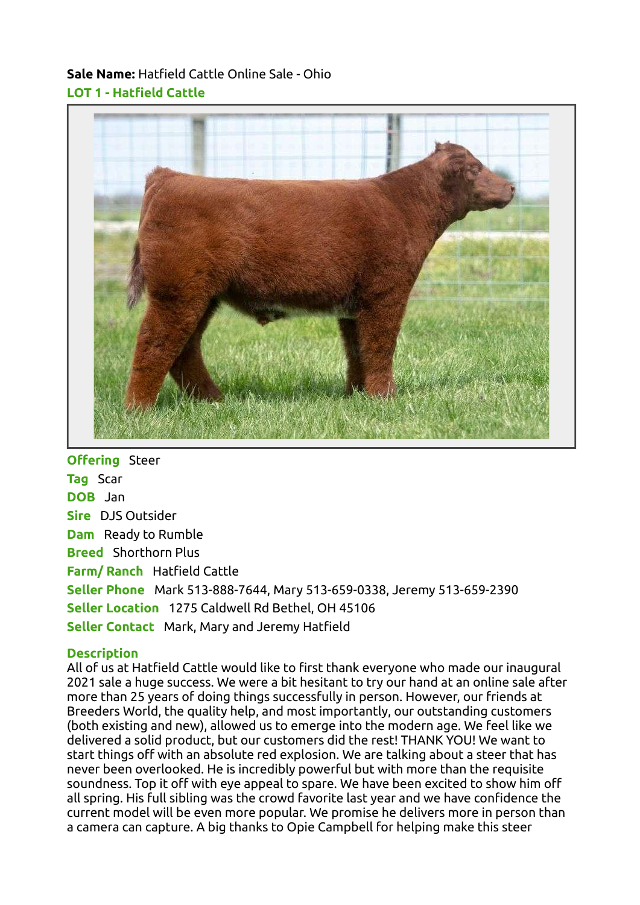**Sale Name:** Hatfield Cattle Online Sale - Ohio

## LOT 1 - Hatfield Cattle

**Offering** Steer

**Tag** Scar

**DOB** Jan

**Sire** DJS Outsider

**Dam** Ready to Rumble

**Breed** Shorthorn Plus

**Farm/ Ranch** Hatfield Cattle

**Seller Phone** Mark 513-888-7644, Mary 513-659-0338, Jeremy 513-659-2390

**Seller Location** 1275 Caldwell Rd Bethel, OH 45106

**Seller Contact** Mark, Mary and Jeremy Hatfield

### Description

All of us at Hatfield Cattle would like to first thank everyone who made our inaugural 2021 sale a huge success. We were a bit hesitant to try our hand at an online sale after more than 25 years of doing things successfully in person. However, our friends at Breeders World, the quality help, and most importantly, our outstanding customers (both existing and new), allowed us to emerge into the modern age. We feel like we delivered a solid product, but our customers did the rest! THANK YOU! We want to start things off with an absolute red explosion. We are talking about a steer that has never been overlooked. He is incredibly powerful but with more than the requisite soundness. Top it off with eye appeal to spare. We have been excited to show him off all spring. His full sibling was the crowd favorite last year and we have confidence the current model will be even more popular. We promise he delivers more in person than a camera can capture. A big thanks to Opie Campbell for helping make this steer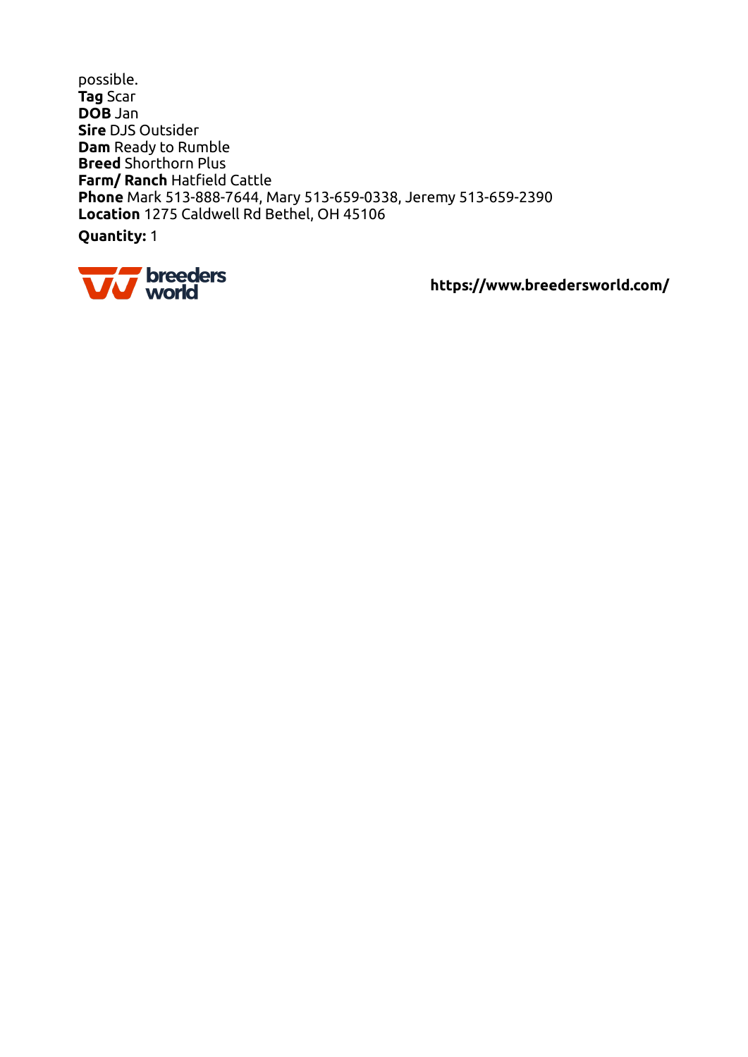possible.
**Tag** Scar
**DOB** Jan
**Sire** DJS Outsider
**Dam** Ready to Rumble
**Breed** Shorthorn Plus
**Farm/ Ranch** Hatfield Cattle
**Phone** Mark 513-888-7644, Mary 513-659-0338, Jeremy 513-659-2390
**Location** 1275 Caldwell Rd Bethel, OH 45106

**Quantity:** 1

breeders world

**https://www.breedersworld.com/**